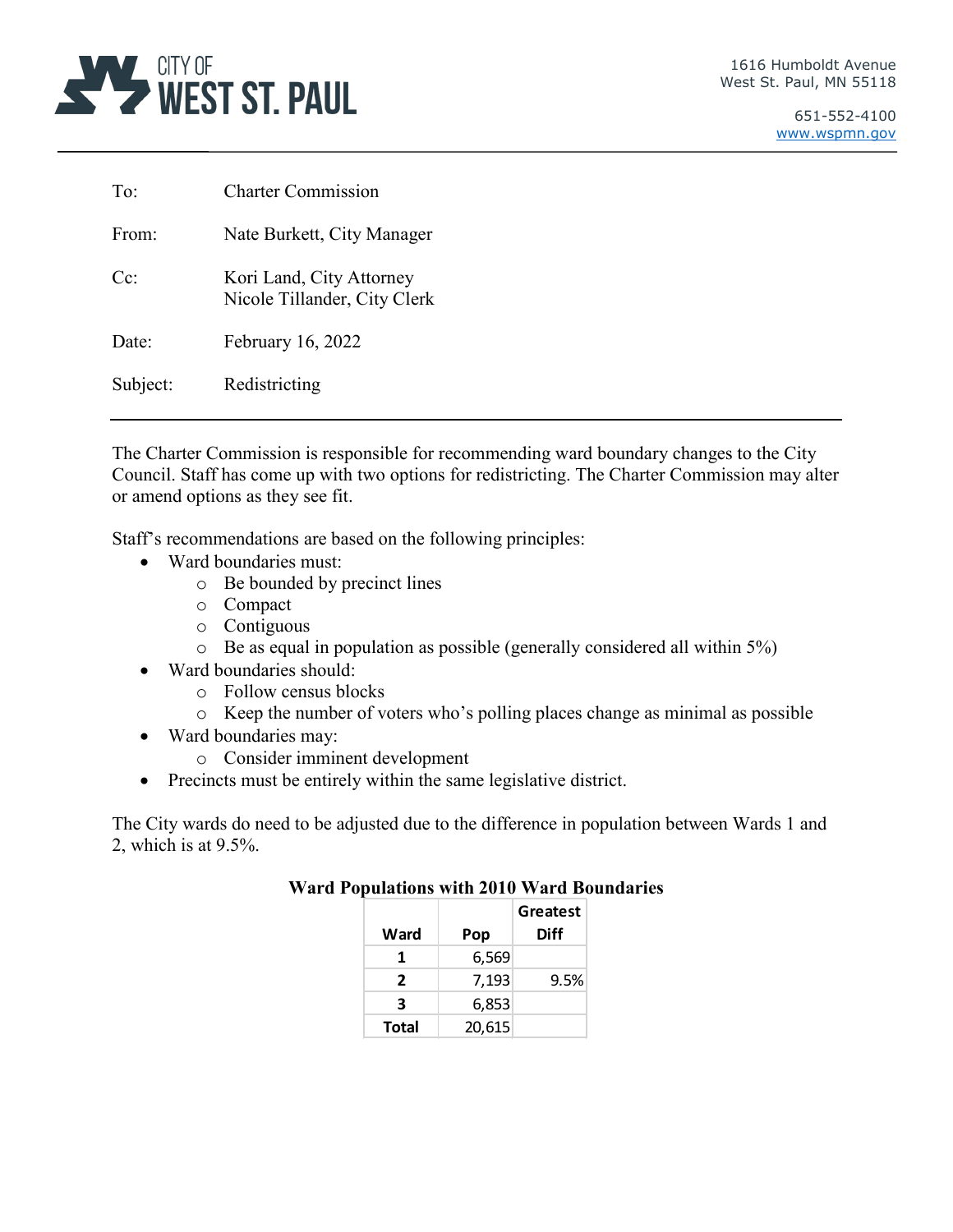CITY OF
# WEST ST. PAUL

1616 Humboldt Avenue
West St. Paul, MN 55118

651-552-4100
www.wspmn.gov

---

| | |
|---|---|
| To: | Charter Commission |
| From: | Nate Burkett, City Manager |
| Cc: | Kori Land, City Attorney<br>Nicole Tillander, City Clerk |
| Date: | February 16, 2022 |
| Subject: | Redistricting |

---

The Charter Commission is responsible for recommending ward boundary changes to the City Council. Staff has come up with two options for redistricting. The Charter Commission may alter or amend options as they see fit.

Staff's recommendations are based on the following principles:

- Ward boundaries must:
  - Be bounded by precinct lines
  - Compact
  - Contiguous
  - Be as equal in population as possible (generally considered all within 5%)
- Ward boundaries should:
  - Follow census blocks
  - Keep the number of voters who's polling places change as minimal as possible
- Ward boundaries may:
  - Consider imminent development
- Precincts must be entirely within the same legislative district.

The City wards do need to be adjusted due to the difference in population between Wards 1 and 2, which is at 9.5%.

**Ward Populations with 2010 Ward Boundaries**

| Ward | Pop | Greatest Diff |
|---|---|---|
| 1 | 6,569 | |
| 2 | 7,193 | 9.5% |
| 3 | 6,853 | |
| Total | 20,615 | |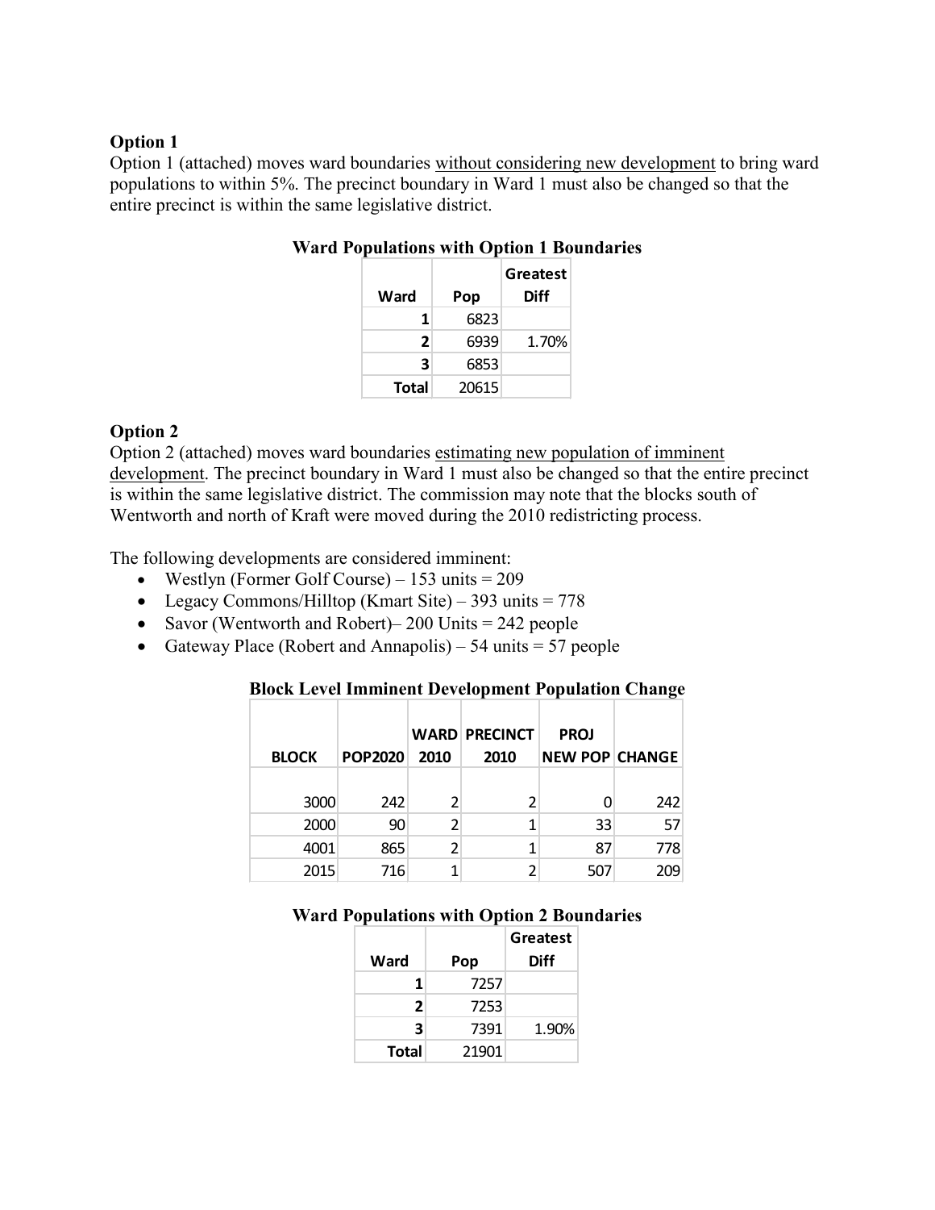**Option 1**

Option 1 (attached) moves ward boundaries without considering new development to bring ward populations to within 5%. The precinct boundary in Ward 1 must also be changed so that the entire precinct is within the same legislative district.

**Ward Populations with Option 1 Boundaries**

| Ward | Pop | Greatest Diff |
|---|---|---|
| 1 | 6823 | |
| 2 | 6939 | 1.70% |
| 3 | 6853 | |
| Total | 20615 | |

**Option 2**

Option 2 (attached) moves ward boundaries estimating new population of imminent development. The precinct boundary in Ward 1 must also be changed so that the entire precinct is within the same legislative district. The commission may note that the blocks south of Wentworth and north of Kraft were moved during the 2010 redistricting process.

The following developments are considered imminent:

- Westlyn (Former Golf Course) – 153 units = 209
- Legacy Commons/Hilltop (Kmart Site) – 393 units = 778
- Savor (Wentworth and Robert)– 200 Units = 242 people
- Gateway Place (Robert and Annapolis) – 54 units = 57 people

**Block Level Imminent Development Population Change**

| BLOCK | POP2020 | WARD 2010 | PRECINCT 2010 | PROJ NEW POP | CHANGE |
|---|---|---|---|---|---|
| 3000 | 242 | 2 | 2 | 0 | 242 |
| 2000 | 90 | 2 | 1 | 33 | 57 |
| 4001 | 865 | 2 | 1 | 87 | 778 |
| 2015 | 716 | 1 | 2 | 507 | 209 |

**Ward Populations with Option 2 Boundaries**

| Ward | Pop | Greatest Diff |
|---|---|---|
| 1 | 7257 | |
| 2 | 7253 | |
| 3 | 7391 | 1.90% |
| Total | 21901 | |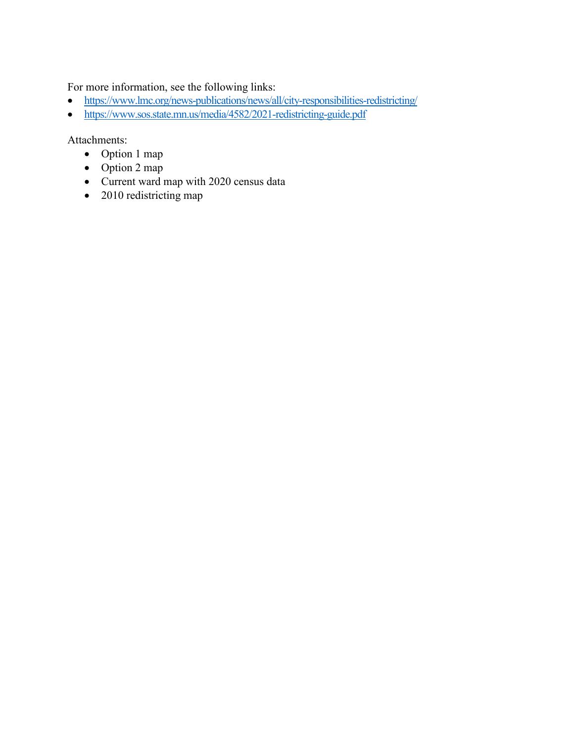For more information, see the following links:

- https://www.lmc.org/news-publications/news/all/city-responsibilities-redistricting/
- https://www.sos.state.mn.us/media/4582/2021-redistricting-guide.pdf

Attachments:

- Option 1 map
- Option 2 map
- Current ward map with 2020 census data
- 2010 redistricting map